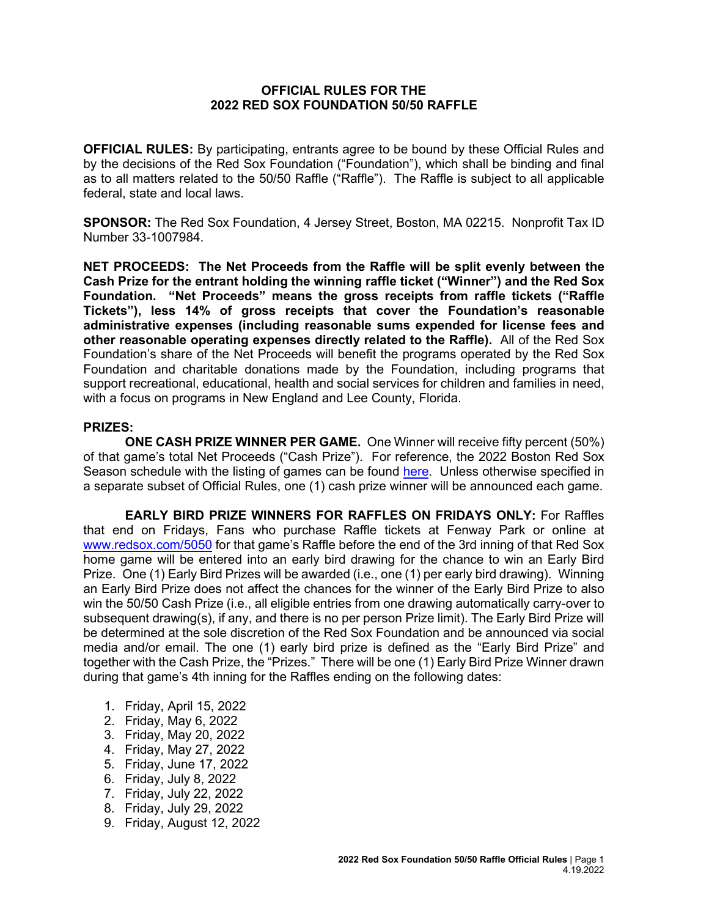# OFFICIAL RULES FOR THE 2022 RED SOX FOUNDATION 50/50 RAFFLE

**OFFICIAL RULES:** By participating, entrants agree to be bound by these Official Rules and by the decisions of the Red Sox Foundation ("Foundation"), which shall be binding and final as to all matters related to the 50/50 Raffle ("Raffle"). The Raffle is subject to all applicable federal, state and local laws.

**SPONSOR:** The Red Sox Foundation, 4 Jersey Street, Boston, MA 02215. Nonprofit Tax ID Number 33-1007984.

**NET PROCEEDS: The Net Proceeds from the Raffle will be split evenly between the Cash Prize for the entrant holding the winning raffle ticket ("Winner") and the Red Sox Foundation. "Net Proceeds" means the gross receipts from raffle tickets ("Raffle Tickets"), less 14% of gross receipts that cover the Foundation's reasonable administrative expenses (including reasonable sums expended for license fees and other reasonable operating expenses directly related to the Raffle).** All of the Red Sox Foundation's share of the Net Proceeds will benefit the programs operated by the Red Sox Foundation and charitable donations made by the Foundation, including programs that support recreational, educational, health and social services for children and families in need, with a focus on programs in New England and Lee County, Florida.

**PRIZES:**

**ONE CASH PRIZE WINNER PER GAME.** One Winner will receive fifty percent (50%) of that game's total Net Proceeds ("Cash Prize"). For reference, the 2022 Boston Red Sox Season schedule with the listing of games can be found [here](). Unless otherwise specified in a separate subset of Official Rules, one (1) cash prize winner will be announced each game.

**EARLY BIRD PRIZE WINNERS FOR RAFFLES ON FRIDAYS ONLY:** For Raffles that end on Fridays, Fans who purchase Raffle tickets at Fenway Park or online at [www.redsox.com/5050](www.redsox.com/5050) for that game's Raffle before the end of the 3rd inning of that Red Sox home game will be entered into an early bird drawing for the chance to win an Early Bird Prize. One (1) Early Bird Prizes will be awarded (i.e., one (1) per early bird drawing). Winning an Early Bird Prize does not affect the chances for the winner of the Early Bird Prize to also win the 50/50 Cash Prize (i.e., all eligible entries from one drawing automatically carry-over to subsequent drawing(s), if any, and there is no per person Prize limit). The Early Bird Prize will be determined at the sole discretion of the Red Sox Foundation and be announced via social media and/or email. The one (1) early bird prize is defined as the "Early Bird Prize" and together with the Cash Prize, the "Prizes." There will be one (1) Early Bird Prize Winner drawn during that game's 4th inning for the Raffles ending on the following dates:

1. Friday, April 15, 2022
2. Friday, May 6, 2022
3. Friday, May 20, 2022
4. Friday, May 27, 2022
5. Friday, June 17, 2022
6. Friday, July 8, 2022
7. Friday, July 22, 2022
8. Friday, July 29, 2022
9. Friday, August 12, 2022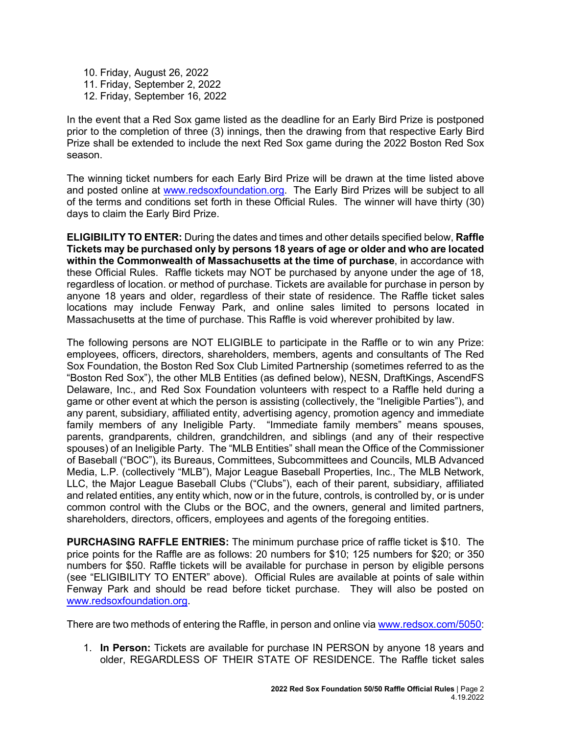10. Friday, August 26, 2022
11. Friday, September 2, 2022
12. Friday, September 16, 2022

In the event that a Red Sox game listed as the deadline for an Early Bird Prize is postponed prior to the completion of three (3) innings, then the drawing from that respective Early Bird Prize shall be extended to include the next Red Sox game during the 2022 Boston Red Sox season.

The winning ticket numbers for each Early Bird Prize will be drawn at the time listed above and posted online at www.redsoxfoundation.org. The Early Bird Prizes will be subject to all of the terms and conditions set forth in these Official Rules. The winner will have thirty (30) days to claim the Early Bird Prize.

**ELIGIBILITY TO ENTER:** During the dates and times and other details specified below, **Raffle Tickets may be purchased only by persons 18 years of age or older and who are located within the Commonwealth of Massachusetts at the time of purchase**, in accordance with these Official Rules. Raffle tickets may NOT be purchased by anyone under the age of 18, regardless of location. or method of purchase. Tickets are available for purchase in person by anyone 18 years and older, regardless of their state of residence. The Raffle ticket sales locations may include Fenway Park, and online sales limited to persons located in Massachusetts at the time of purchase. This Raffle is void wherever prohibited by law.

The following persons are NOT ELIGIBLE to participate in the Raffle or to win any Prize: employees, officers, directors, shareholders, members, agents and consultants of The Red Sox Foundation, the Boston Red Sox Club Limited Partnership (sometimes referred to as the "Boston Red Sox"), the other MLB Entities (as defined below), NESN, DraftKings, AscendFS Delaware, Inc., and Red Sox Foundation volunteers with respect to a Raffle held during a game or other event at which the person is assisting (collectively, the "Ineligible Parties"), and any parent, subsidiary, affiliated entity, advertising agency, promotion agency and immediate family members of any Ineligible Party. "Immediate family members" means spouses, parents, grandparents, children, grandchildren, and siblings (and any of their respective spouses) of an Ineligible Party. The "MLB Entities" shall mean the Office of the Commissioner of Baseball ("BOC"), its Bureaus, Committees, Subcommittees and Councils, MLB Advanced Media, L.P. (collectively "MLB"), Major League Baseball Properties, Inc., The MLB Network, LLC, the Major League Baseball Clubs ("Clubs"), each of their parent, subsidiary, affiliated and related entities, any entity which, now or in the future, controls, is controlled by, or is under common control with the Clubs or the BOC, and the owners, general and limited partners, shareholders, directors, officers, employees and agents of the foregoing entities.

**PURCHASING RAFFLE ENTRIES:** The minimum purchase price of raffle ticket is $10. The price points for the Raffle are as follows: 20 numbers for $10; 125 numbers for $20; or 350 numbers for $50. Raffle tickets will be available for purchase in person by eligible persons (see "ELIGIBILITY TO ENTER" above). Official Rules are available at points of sale within Fenway Park and should be read before ticket purchase. They will also be posted on www.redsoxfoundation.org.

There are two methods of entering the Raffle, in person and online via www.redsox.com/5050:

1. **In Person:** Tickets are available for purchase IN PERSON by anyone 18 years and older, REGARDLESS OF THEIR STATE OF RESIDENCE. The Raffle ticket sales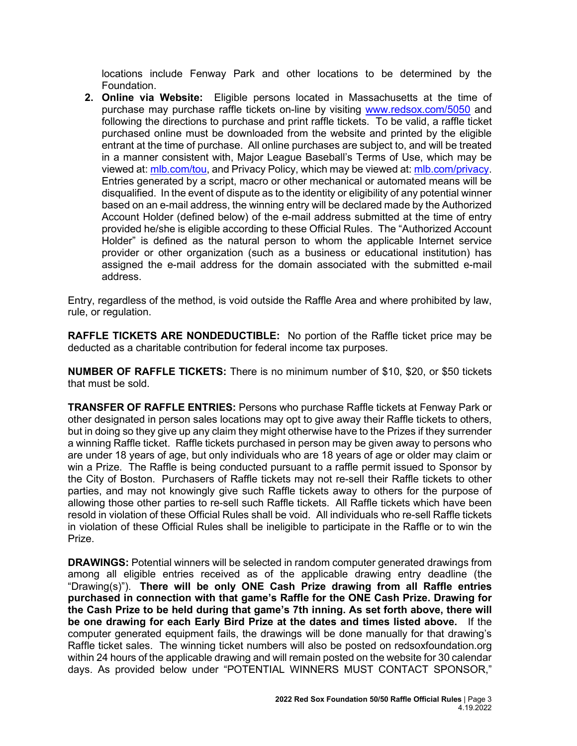locations include Fenway Park and other locations to be determined by the Foundation.

2. **Online via Website:** Eligible persons located in Massachusetts at the time of purchase may purchase raffle tickets on-line by visiting www.redsox.com/5050 and following the directions to purchase and print raffle tickets. To be valid, a raffle ticket purchased online must be downloaded from the website and printed by the eligible entrant at the time of purchase. All online purchases are subject to, and will be treated in a manner consistent with, Major League Baseball's Terms of Use, which may be viewed at: mlb.com/tou, and Privacy Policy, which may be viewed at: mlb.com/privacy. Entries generated by a script, macro or other mechanical or automated means will be disqualified. In the event of dispute as to the identity or eligibility of any potential winner based on an e-mail address, the winning entry will be declared made by the Authorized Account Holder (defined below) of the e-mail address submitted at the time of entry provided he/she is eligible according to these Official Rules. The "Authorized Account Holder" is defined as the natural person to whom the applicable Internet service provider or other organization (such as a business or educational institution) has assigned the e-mail address for the domain associated with the submitted e-mail address.

Entry, regardless of the method, is void outside the Raffle Area and where prohibited by law, rule, or regulation.

**RAFFLE TICKETS ARE NONDEDUCTIBLE:** No portion of the Raffle ticket price may be deducted as a charitable contribution for federal income tax purposes.

**NUMBER OF RAFFLE TICKETS:** There is no minimum number of $10, $20, or $50 tickets that must be sold.

**TRANSFER OF RAFFLE ENTRIES:** Persons who purchase Raffle tickets at Fenway Park or other designated in person sales locations may opt to give away their Raffle tickets to others, but in doing so they give up any claim they might otherwise have to the Prizes if they surrender a winning Raffle ticket. Raffle tickets purchased in person may be given away to persons who are under 18 years of age, but only individuals who are 18 years of age or older may claim or win a Prize. The Raffle is being conducted pursuant to a raffle permit issued to Sponsor by the City of Boston. Purchasers of Raffle tickets may not re-sell their Raffle tickets to other parties, and may not knowingly give such Raffle tickets away to others for the purpose of allowing those other parties to re-sell such Raffle tickets. All Raffle tickets which have been resold in violation of these Official Rules shall be void. All individuals who re-sell Raffle tickets in violation of these Official Rules shall be ineligible to participate in the Raffle or to win the Prize.

**DRAWINGS:** Potential winners will be selected in random computer generated drawings from among all eligible entries received as of the applicable drawing entry deadline (the "Drawing(s)"). **There will be only ONE Cash Prize drawing from all Raffle entries purchased in connection with that game's Raffle for the ONE Cash Prize. Drawing for the Cash Prize to be held during that game's 7th inning. As set forth above, there will be one drawing for each Early Bird Prize at the dates and times listed above.** If the computer generated equipment fails, the drawings will be done manually for that drawing's Raffle ticket sales. The winning ticket numbers will also be posted on redsoxfoundation.org within 24 hours of the applicable drawing and will remain posted on the website for 30 calendar days. As provided below under "POTENTIAL WINNERS MUST CONTACT SPONSOR,"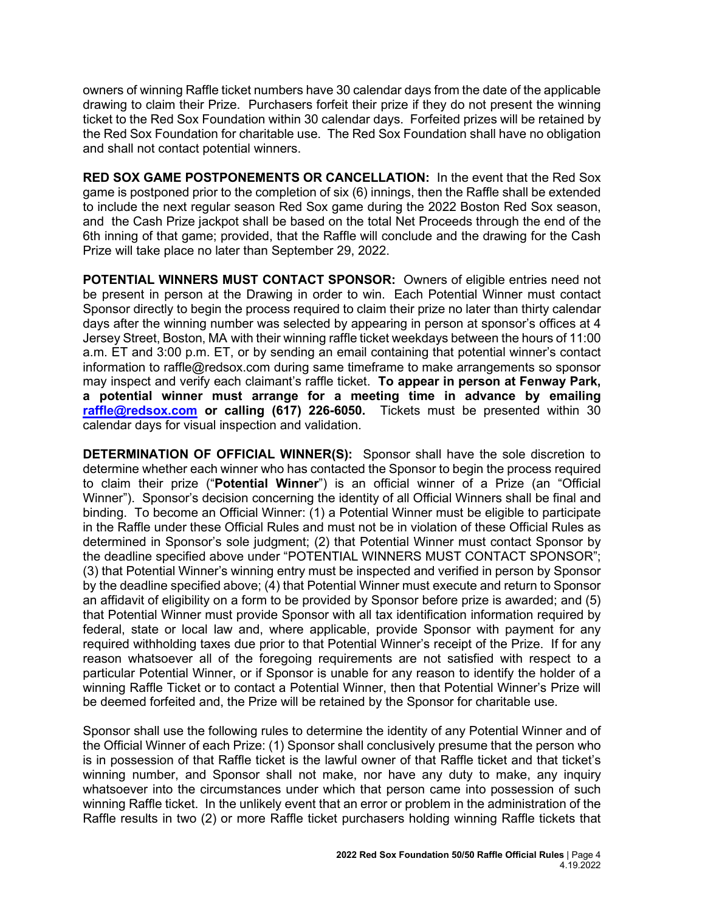owners of winning Raffle ticket numbers have 30 calendar days from the date of the applicable drawing to claim their Prize. Purchasers forfeit their prize if they do not present the winning ticket to the Red Sox Foundation within 30 calendar days. Forfeited prizes will be retained by the Red Sox Foundation for charitable use. The Red Sox Foundation shall have no obligation and shall not contact potential winners.

**RED SOX GAME POSTPONEMENTS OR CANCELLATION:** In the event that the Red Sox game is postponed prior to the completion of six (6) innings, then the Raffle shall be extended to include the next regular season Red Sox game during the 2022 Boston Red Sox season, and the Cash Prize jackpot shall be based on the total Net Proceeds through the end of the 6th inning of that game; provided, that the Raffle will conclude and the drawing for the Cash Prize will take place no later than September 29, 2022.

**POTENTIAL WINNERS MUST CONTACT SPONSOR:** Owners of eligible entries need not be present in person at the Drawing in order to win. Each Potential Winner must contact Sponsor directly to begin the process required to claim their prize no later than thirty calendar days after the winning number was selected by appearing in person at sponsor's offices at 4 Jersey Street, Boston, MA with their winning raffle ticket weekdays between the hours of 11:00 a.m. ET and 3:00 p.m. ET, or by sending an email containing that potential winner's contact information to raffle@redsox.com during same timeframe to make arrangements so sponsor may inspect and verify each claimant's raffle ticket. **To appear in person at Fenway Park, a potential winner must arrange for a meeting time in advance by emailing raffle@redsox.com or calling (617) 226-6050.** Tickets must be presented within 30 calendar days for visual inspection and validation.

**DETERMINATION OF OFFICIAL WINNER(S):** Sponsor shall have the sole discretion to determine whether each winner who has contacted the Sponsor to begin the process required to claim their prize ("**Potential Winner**") is an official winner of a Prize (an "Official Winner"). Sponsor's decision concerning the identity of all Official Winners shall be final and binding. To become an Official Winner: (1) a Potential Winner must be eligible to participate in the Raffle under these Official Rules and must not be in violation of these Official Rules as determined in Sponsor's sole judgment; (2) that Potential Winner must contact Sponsor by the deadline specified above under "POTENTIAL WINNERS MUST CONTACT SPONSOR"; (3) that Potential Winner's winning entry must be inspected and verified in person by Sponsor by the deadline specified above; (4) that Potential Winner must execute and return to Sponsor an affidavit of eligibility on a form to be provided by Sponsor before prize is awarded; and (5) that Potential Winner must provide Sponsor with all tax identification information required by federal, state or local law and, where applicable, provide Sponsor with payment for any required withholding taxes due prior to that Potential Winner's receipt of the Prize. If for any reason whatsoever all of the foregoing requirements are not satisfied with respect to a particular Potential Winner, or if Sponsor is unable for any reason to identify the holder of a winning Raffle Ticket or to contact a Potential Winner, then that Potential Winner's Prize will be deemed forfeited and, the Prize will be retained by the Sponsor for charitable use.

Sponsor shall use the following rules to determine the identity of any Potential Winner and of the Official Winner of each Prize: (1) Sponsor shall conclusively presume that the person who is in possession of that Raffle ticket is the lawful owner of that Raffle ticket and that ticket's winning number, and Sponsor shall not make, nor have any duty to make, any inquiry whatsoever into the circumstances under which that person came into possession of such winning Raffle ticket. In the unlikely event that an error or problem in the administration of the Raffle results in two (2) or more Raffle ticket purchasers holding winning Raffle tickets that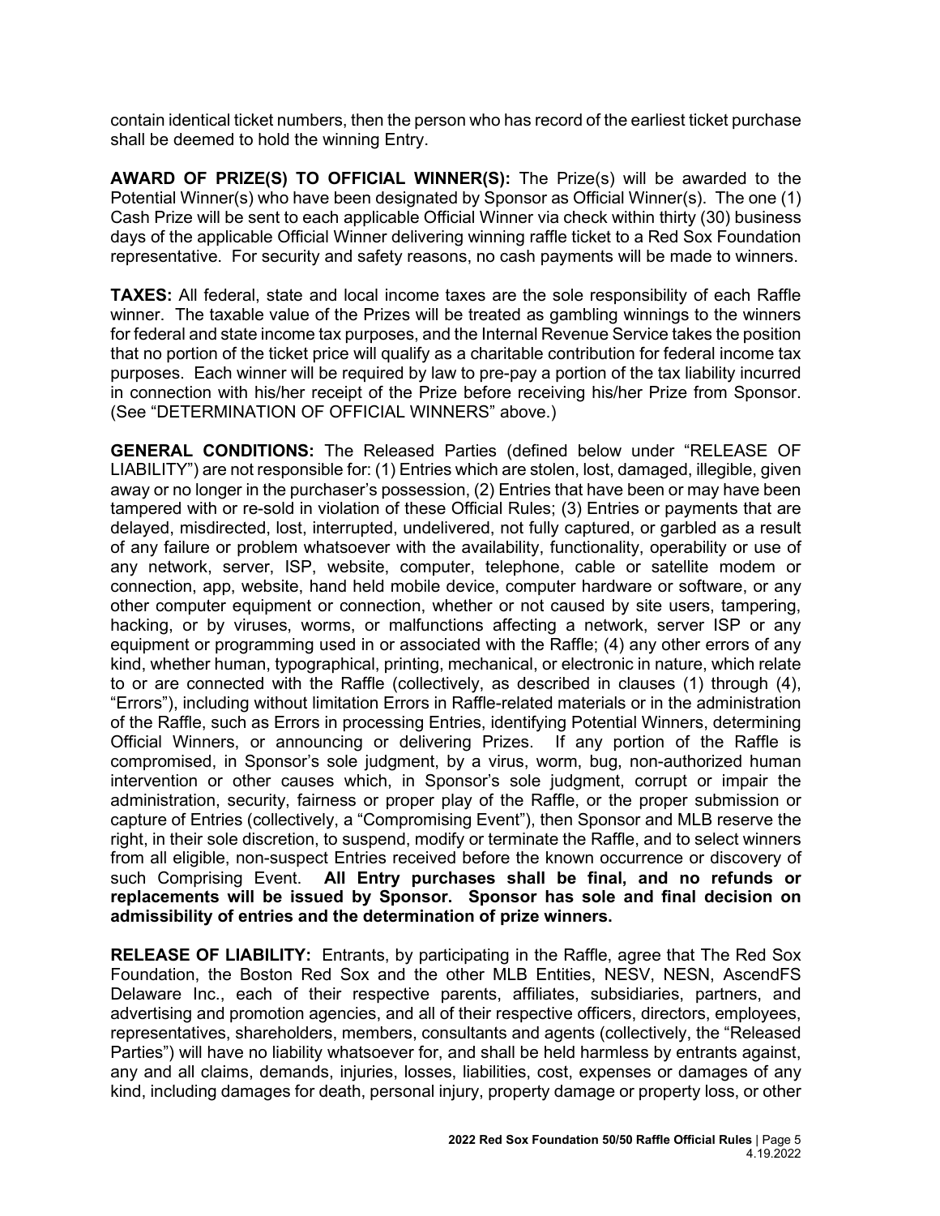contain identical ticket numbers, then the person who has record of the earliest ticket purchase shall be deemed to hold the winning Entry.

**AWARD OF PRIZE(S) TO OFFICIAL WINNER(S):** The Prize(s) will be awarded to the Potential Winner(s) who have been designated by Sponsor as Official Winner(s). The one (1) Cash Prize will be sent to each applicable Official Winner via check within thirty (30) business days of the applicable Official Winner delivering winning raffle ticket to a Red Sox Foundation representative. For security and safety reasons, no cash payments will be made to winners.

**TAXES:** All federal, state and local income taxes are the sole responsibility of each Raffle winner. The taxable value of the Prizes will be treated as gambling winnings to the winners for federal and state income tax purposes, and the Internal Revenue Service takes the position that no portion of the ticket price will qualify as a charitable contribution for federal income tax purposes. Each winner will be required by law to pre-pay a portion of the tax liability incurred in connection with his/her receipt of the Prize before receiving his/her Prize from Sponsor. (See "DETERMINATION OF OFFICIAL WINNERS" above.)

**GENERAL CONDITIONS:** The Released Parties (defined below under "RELEASE OF LIABILITY") are not responsible for: (1) Entries which are stolen, lost, damaged, illegible, given away or no longer in the purchaser's possession, (2) Entries that have been or may have been tampered with or re-sold in violation of these Official Rules; (3) Entries or payments that are delayed, misdirected, lost, interrupted, undelivered, not fully captured, or garbled as a result of any failure or problem whatsoever with the availability, functionality, operability or use of any network, server, ISP, website, computer, telephone, cable or satellite modem or connection, app, website, hand held mobile device, computer hardware or software, or any other computer equipment or connection, whether or not caused by site users, tampering, hacking, or by viruses, worms, or malfunctions affecting a network, server ISP or any equipment or programming used in or associated with the Raffle; (4) any other errors of any kind, whether human, typographical, printing, mechanical, or electronic in nature, which relate to or are connected with the Raffle (collectively, as described in clauses (1) through (4), "Errors"), including without limitation Errors in Raffle-related materials or in the administration of the Raffle, such as Errors in processing Entries, identifying Potential Winners, determining Official Winners, or announcing or delivering Prizes. If any portion of the Raffle is compromised, in Sponsor's sole judgment, by a virus, worm, bug, non-authorized human intervention or other causes which, in Sponsor's sole judgment, corrupt or impair the administration, security, fairness or proper play of the Raffle, or the proper submission or capture of Entries (collectively, a "Compromising Event"), then Sponsor and MLB reserve the right, in their sole discretion, to suspend, modify or terminate the Raffle, and to select winners from all eligible, non-suspect Entries received before the known occurrence or discovery of such Comprising Event. **All Entry purchases shall be final, and no refunds or replacements will be issued by Sponsor. Sponsor has sole and final decision on admissibility of entries and the determination of prize winners.**

**RELEASE OF LIABILITY:** Entrants, by participating in the Raffle, agree that The Red Sox Foundation, the Boston Red Sox and the other MLB Entities, NESV, NESN, AscendFS Delaware Inc., each of their respective parents, affiliates, subsidiaries, partners, and advertising and promotion agencies, and all of their respective officers, directors, employees, representatives, shareholders, members, consultants and agents (collectively, the "Released Parties") will have no liability whatsoever for, and shall be held harmless by entrants against, any and all claims, demands, injuries, losses, liabilities, cost, expenses or damages of any kind, including damages for death, personal injury, property damage or property loss, or other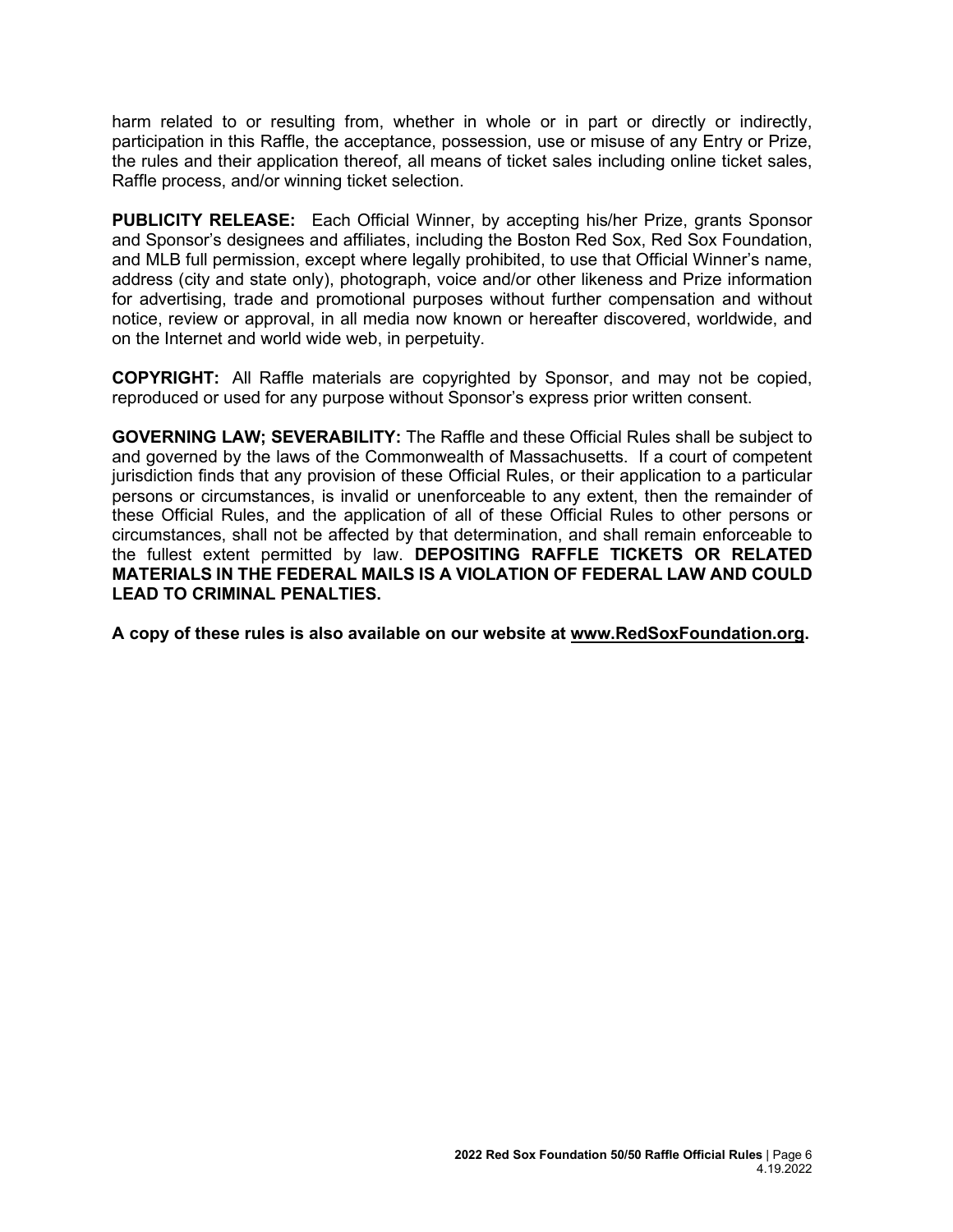harm related to or resulting from, whether in whole or in part or directly or indirectly, participation in this Raffle, the acceptance, possession, use or misuse of any Entry or Prize, the rules and their application thereof, all means of ticket sales including online ticket sales, Raffle process, and/or winning ticket selection.

**PUBLICITY RELEASE:** Each Official Winner, by accepting his/her Prize, grants Sponsor and Sponsor's designees and affiliates, including the Boston Red Sox, Red Sox Foundation, and MLB full permission, except where legally prohibited, to use that Official Winner's name, address (city and state only), photograph, voice and/or other likeness and Prize information for advertising, trade and promotional purposes without further compensation and without notice, review or approval, in all media now known or hereafter discovered, worldwide, and on the Internet and world wide web, in perpetuity.

**COPYRIGHT:** All Raffle materials are copyrighted by Sponsor, and may not be copied, reproduced or used for any purpose without Sponsor's express prior written consent.

**GOVERNING LAW; SEVERABILITY:** The Raffle and these Official Rules shall be subject to and governed by the laws of the Commonwealth of Massachusetts. If a court of competent jurisdiction finds that any provision of these Official Rules, or their application to a particular persons or circumstances, is invalid or unenforceable to any extent, then the remainder of these Official Rules, and the application of all of these Official Rules to other persons or circumstances, shall not be affected by that determination, and shall remain enforceable to the fullest extent permitted by law. **DEPOSITING RAFFLE TICKETS OR RELATED MATERIALS IN THE FEDERAL MAILS IS A VIOLATION OF FEDERAL LAW AND COULD LEAD TO CRIMINAL PENALTIES.**

**A copy of these rules is also available on our website at www.RedSoxFoundation.org.**